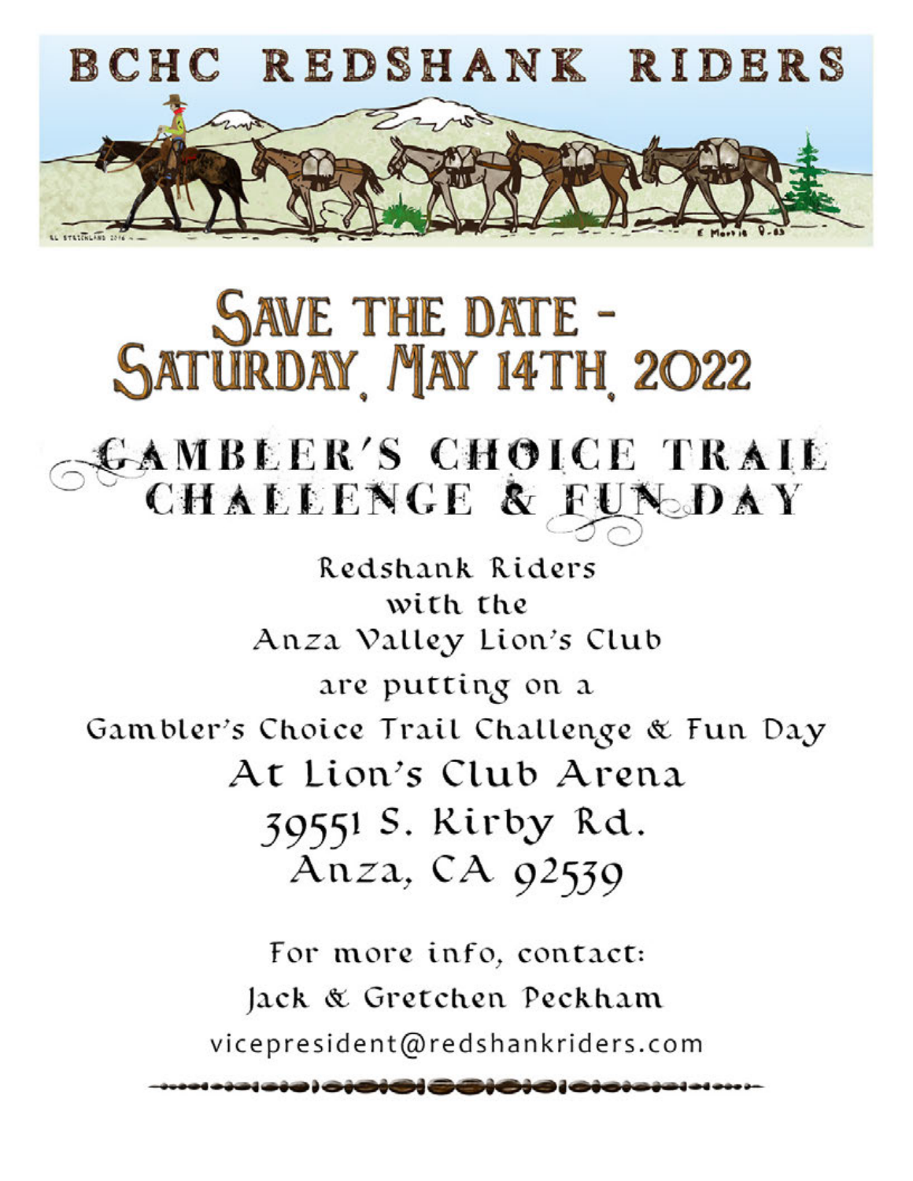# BCHC REDSHANK RIDERS

# SAVE THE DATE - SATURDAY, MAY 14TH, 2022

## GAMBLER'S CHOICE TRAIL CHALLENGE & FUN DAY

Redshank Riders
with the
Anza Valley Lion's Club
are putting on a
Gambler's Choice Trail Challenge & Fun Day

At Lion's Club Arena
39551 S. Kirby Rd.
Anza, CA 92539

For more info, contact:
Jack & Gretchen Peckham
vicepresident@redshankriders.com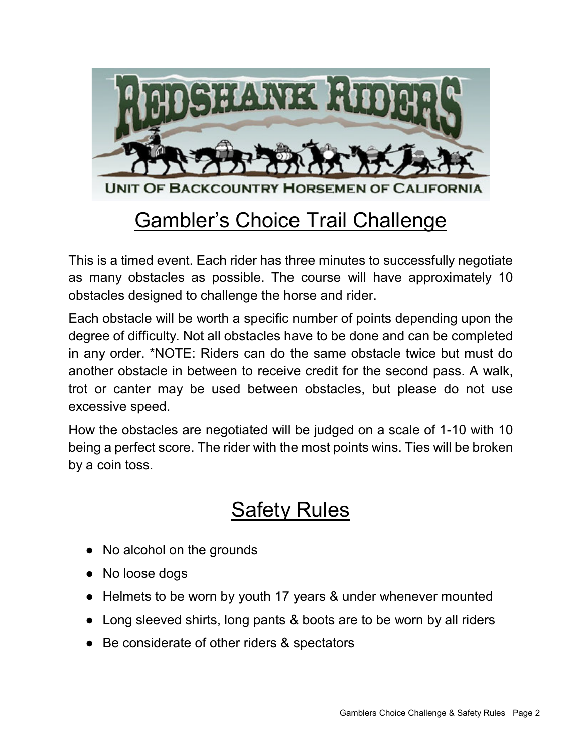# Gambler's Choice Trail Challenge

This is a timed event. Each rider has three minutes to successfully negotiate as many obstacles as possible. The course will have approximately 10 obstacles designed to challenge the horse and rider.

Each obstacle will be worth a specific number of points depending upon the degree of difficulty. Not all obstacles have to be done and can be completed in any order. *NOTE: Riders can do the same obstacle twice but must do another obstacle in between to receive credit for the second pass. A walk, trot or canter may be used between obstacles, but please do not use excessive speed.

How the obstacles are negotiated will be judged on a scale of 1-10 with 10 being a perfect score. The rider with the most points wins. Ties will be broken by a coin toss.

# Safety Rules

- No alcohol on the grounds
- No loose dogs
- Helmets to be worn by youth 17 years & under whenever mounted
- Long sleeved shirts, long pants & boots are to be worn by all riders
- Be considerate of other riders & spectators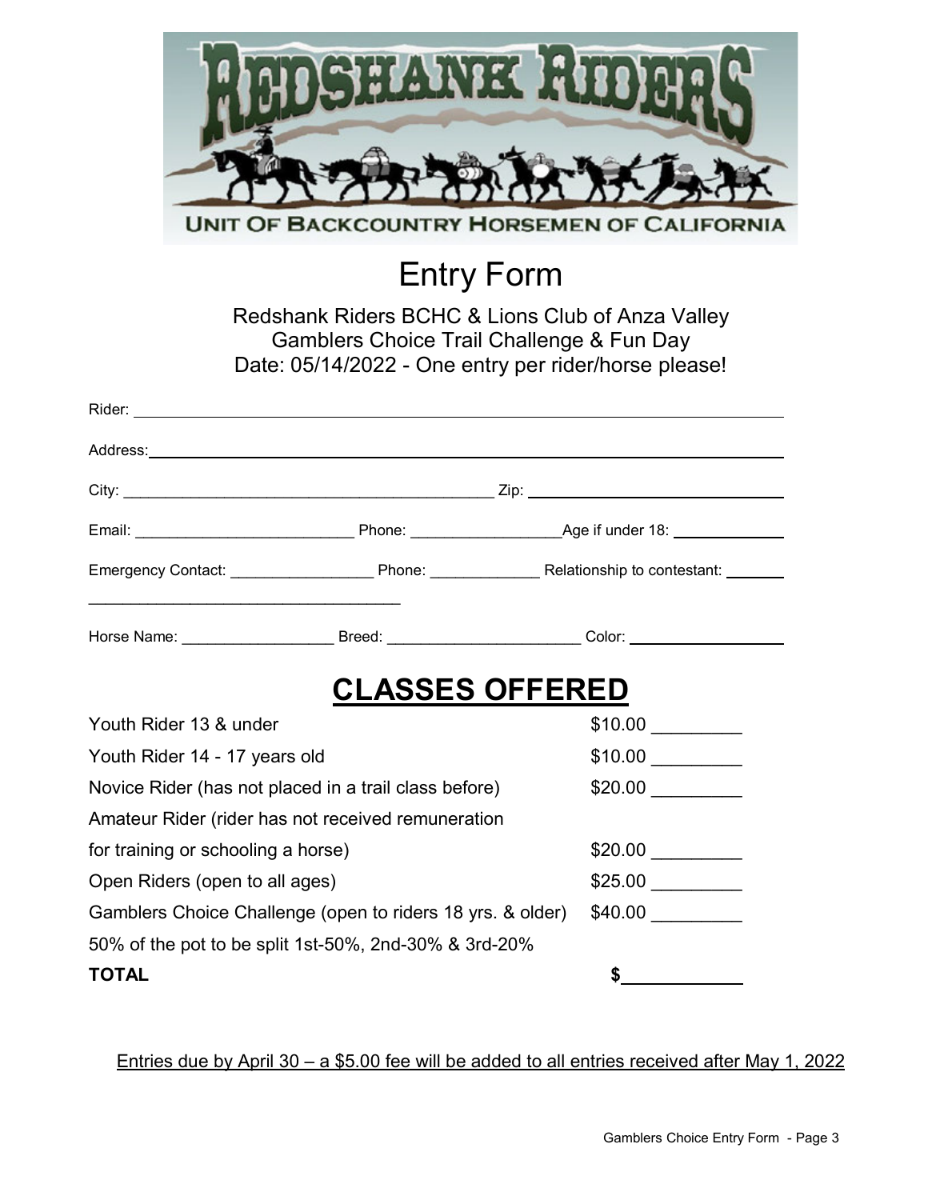# Entry Form

Redshank Riders BCHC & Lions Club of Anza Valley
Gamblers Choice Trail Challenge & Fun Day
Date: 05/14/2022 - One entry per rider/horse please!

Rider: ______________________________________________________________

Address: ______________________________________________________________

City: ________________________________ Zip: ________________________

Email: ____________________ Phone: ______________ Age if under 18: __________

Emergency Contact: ______________ Phone: ___________ Relationship to contestant: ______
_______________________________

Horse Name: ______________ Breed: __________________ Color: ______________

## CLASSES OFFERED

| | |
|---|---|
| Youth Rider 13 & under | $10.00 ________ |
| Youth Rider 14 - 17 years old | $10.00 ________ |
| Novice Rider (has not placed in a trail class before) | $20.00 ________ |
| Amateur Rider (rider has not received remuneration for training or schooling a horse) | $20.00 ________ |
| Open Riders (open to all ages) | $25.00 ________ |
| Gamblers Choice Challenge (open to riders 18 yrs. & older) | $40.00 ________ |
| 50% of the pot to be split 1st-50%, 2nd-30% & 3rd-20% | |
| **TOTAL** | $ __________ |

Entries due by April 30 – a $5.00 fee will be added to all entries received after May 1, 2022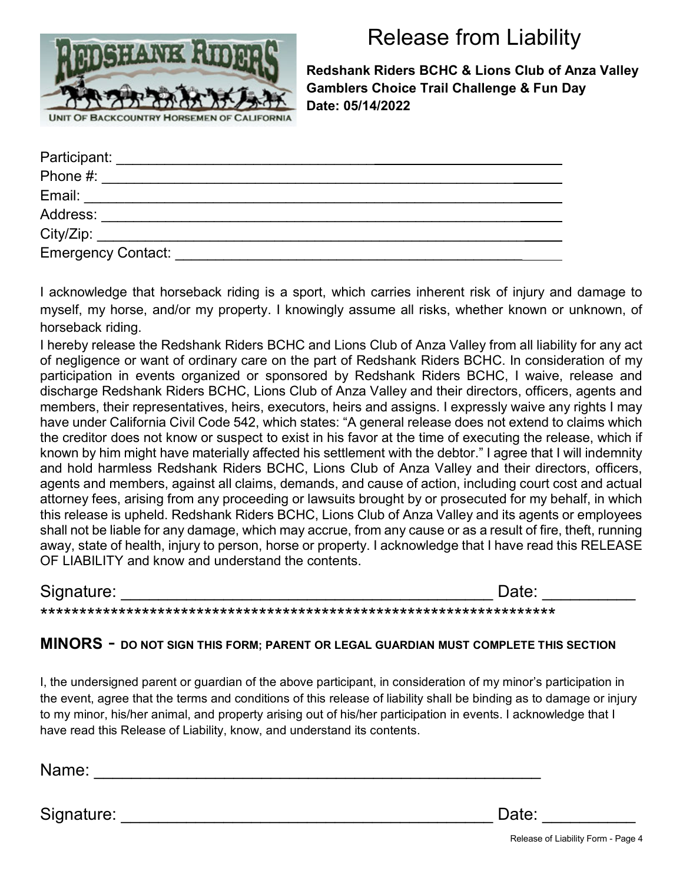# Release from Liability

**Redshank Riders BCHC & Lions Club of Anza Valley**
**Gamblers Choice Trail Challenge & Fun Day**
**Date: 05/14/2022**

REDSHANK RIDERS
UNIT OF BACKCOUNTRY HORSEMEN OF CALIFORNIA

Participant: ______________________________________________

Phone #: ______________________________________________

Email: ______________________________________________

Address: ______________________________________________

City/Zip: ______________________________________________

Emergency Contact: ______________________________________________

I acknowledge that horseback riding is a sport, which carries inherent risk of injury and damage to myself, my horse, and/or my property. I knowingly assume all risks, whether known or unknown, of horseback riding.

I hereby release the Redshank Riders BCHC and Lions Club of Anza Valley from all liability for any act of negligence or want of ordinary care on the part of Redshank Riders BCHC. In consideration of my participation in events organized or sponsored by Redshank Riders BCHC, I waive, release and discharge Redshank Riders BCHC, Lions Club of Anza Valley and their directors, officers, agents and members, their representatives, heirs, executors, heirs and assigns. I expressly waive any rights I may have under California Civil Code 542, which states: "A general release does not extend to claims which the creditor does not know or suspect to exist in his favor at the time of executing the release, which if known by him might have materially affected his settlement with the debtor." I agree that I will indemnity and hold harmless Redshank Riders BCHC, Lions Club of Anza Valley and their directors, officers, agents and members, against all claims, demands, and cause of action, including court cost and actual attorney fees, arising from any proceeding or lawsuits brought by or prosecuted for my behalf, in which this release is upheld. Redshank Riders BCHC, Lions Club of Anza Valley and its agents or employees shall not be liable for any damage, which may accrue, from any cause or as a result of fire, theft, running away, state of health, injury to person, horse or property. I acknowledge that I have read this RELEASE OF LIABILITY and know and understand the contents.

Signature: ________________________________________ Date: __________

*****************************************************************

**MINORS** - **DO NOT SIGN THIS FORM; PARENT OR LEGAL GUARDIAN MUST COMPLETE THIS SECTION**

I, the undersigned parent or guardian of the above participant, in consideration of my minor's participation in the event, agree that the terms and conditions of this release of liability shall be binding as to damage or injury to my minor, his/her animal, and property arising out of his/her participation in events. I acknowledge that I have read this Release of Liability, know, and understand its contents.

Name: ________________________________________________

Signature: ________________________________________ Date: __________

Release of Liability Form - Page 4